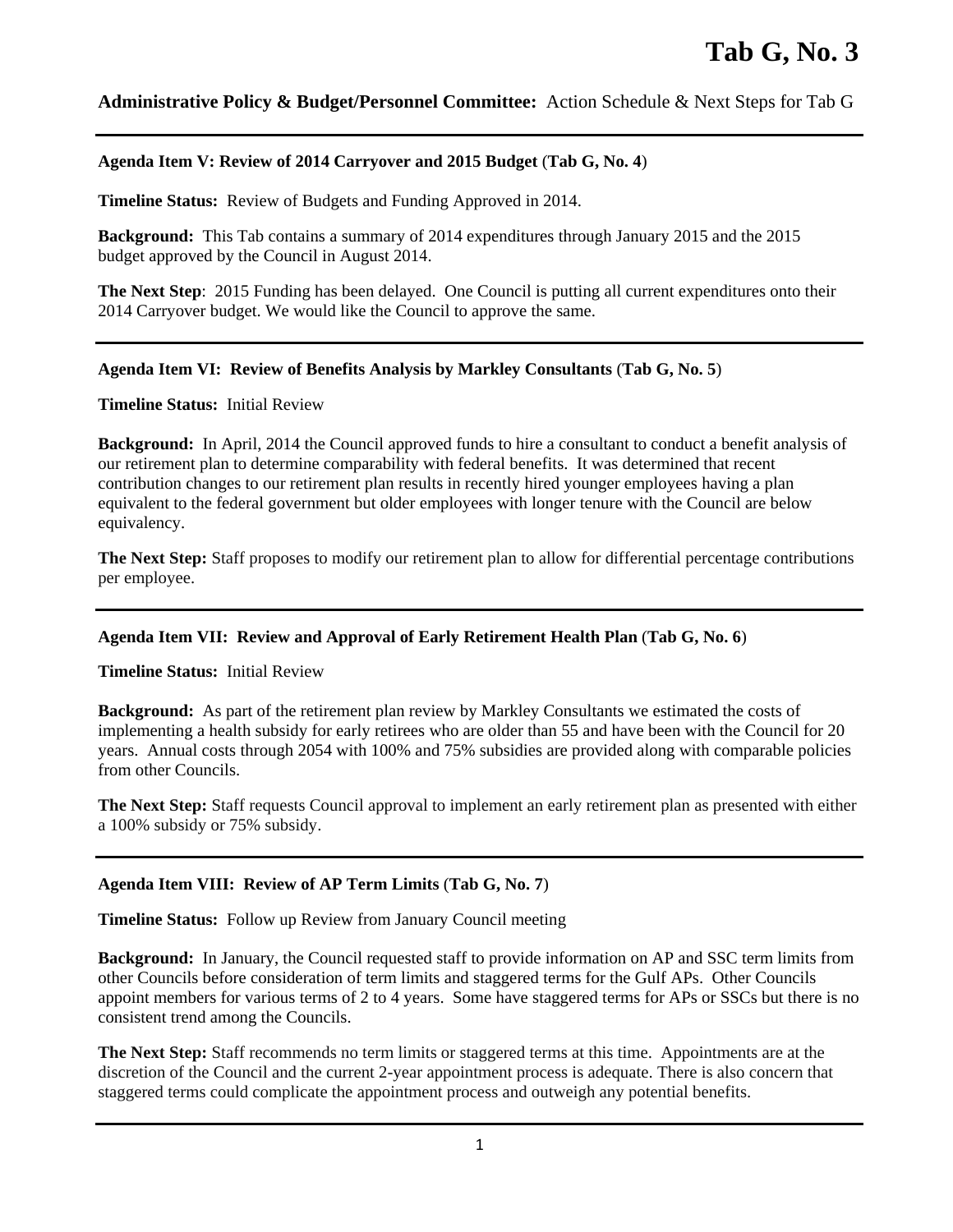# Tab G, No. 3

**Administrative Policy & Budget/Personnel Committee:** Action Schedule & Next Steps for Tab G

---

**Agenda Item V: Review of 2014 Carryover and 2015 Budget** (**Tab G, No. 4**)

**Timeline Status:** Review of Budgets and Funding Approved in 2014.

**Background:** This Tab contains a summary of 2014 expenditures through January 2015 and the 2015 budget approved by the Council in August 2014.

**The Next Step**: 2015 Funding has been delayed. One Council is putting all current expenditures onto their 2014 Carryover budget. We would like the Council to approve the same.

---

**Agenda Item VI: Review of Benefits Analysis by Markley Consultants** (**Tab G, No. 5**)

**Timeline Status:** Initial Review

**Background:** In April, 2014 the Council approved funds to hire a consultant to conduct a benefit analysis of our retirement plan to determine comparability with federal benefits. It was determined that recent contribution changes to our retirement plan results in recently hired younger employees having a plan equivalent to the federal government but older employees with longer tenure with the Council are below equivalency.

**The Next Step:** Staff proposes to modify our retirement plan to allow for differential percentage contributions per employee.

---

**Agenda Item VII: Review and Approval of Early Retirement Health Plan** (**Tab G, No. 6**)

**Timeline Status:** Initial Review

**Background:** As part of the retirement plan review by Markley Consultants we estimated the costs of implementing a health subsidy for early retirees who are older than 55 and have been with the Council for 20 years. Annual costs through 2054 with 100% and 75% subsidies are provided along with comparable policies from other Councils.

**The Next Step:** Staff requests Council approval to implement an early retirement plan as presented with either a 100% subsidy or 75% subsidy.

---

**Agenda Item VIII: Review of AP Term Limits** (**Tab G, No. 7**)

**Timeline Status:** Follow up Review from January Council meeting

**Background:** In January, the Council requested staff to provide information on AP and SSC term limits from other Councils before consideration of term limits and staggered terms for the Gulf APs. Other Councils appoint members for various terms of 2 to 4 years. Some have staggered terms for APs or SSCs but there is no consistent trend among the Councils.

**The Next Step:** Staff recommends no term limits or staggered terms at this time. Appointments are at the discretion of the Council and the current 2-year appointment process is adequate. There is also concern that staggered terms could complicate the appointment process and outweigh any potential benefits.

---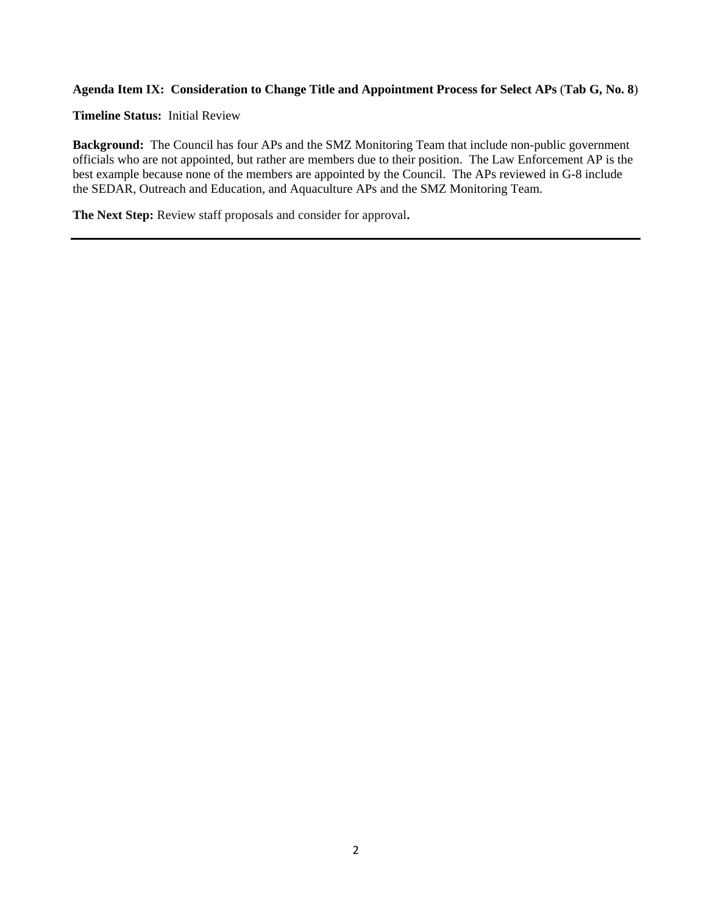**Agenda Item IX: Consideration to Change Title and Appointment Process for Select APs** (**Tab G, No. 8**)

**Timeline Status:** Initial Review

**Background:** The Council has four APs and the SMZ Monitoring Team that include non-public government officials who are not appointed, but rather are members due to their position. The Law Enforcement AP is the best example because none of the members are appointed by the Council. The APs reviewed in G-8 include the SEDAR, Outreach and Education, and Aquaculture APs and the SMZ Monitoring Team.

**The Next Step:** Review staff proposals and consider for approval**.**

---